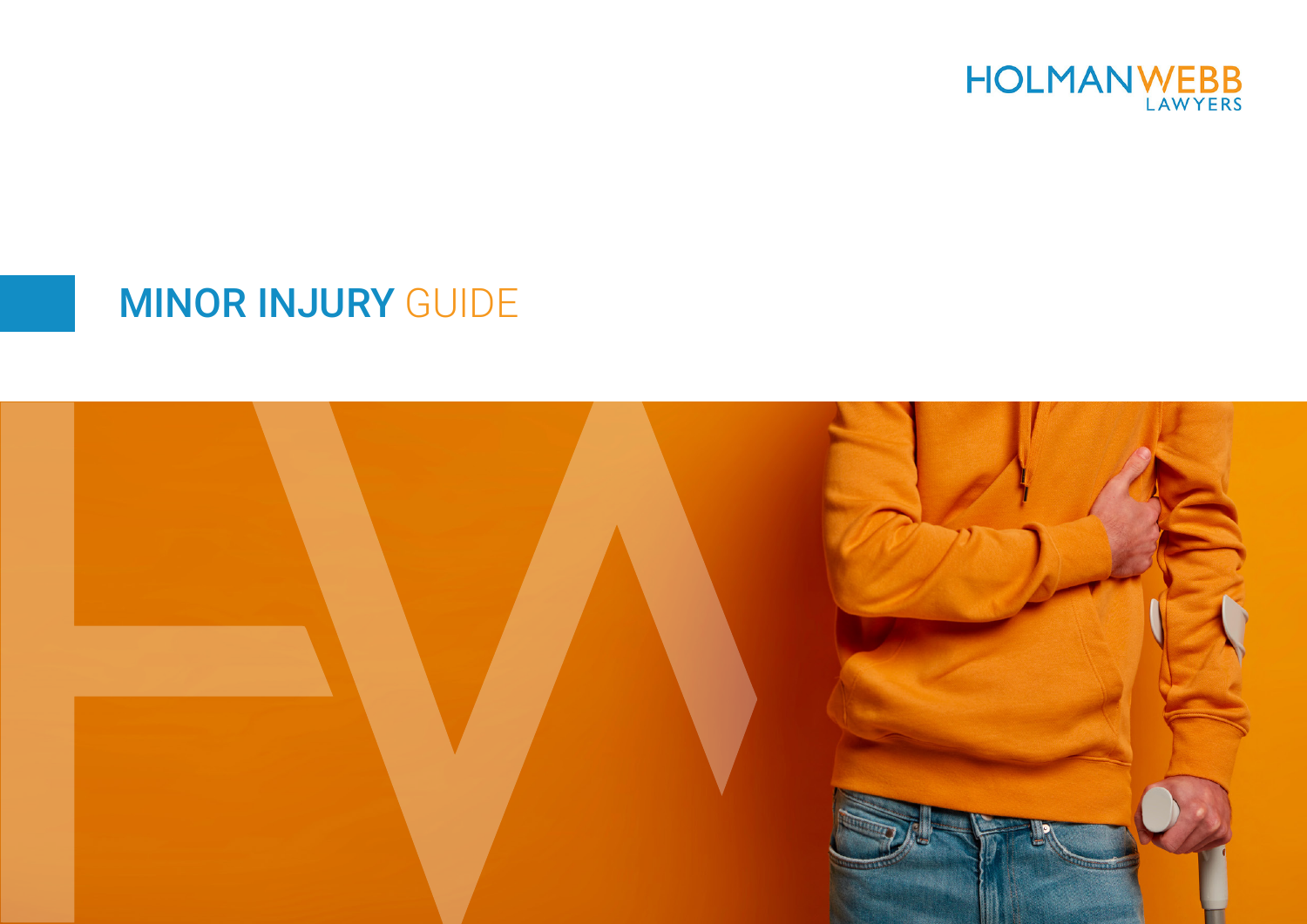HOLMAN WEBB
LAWYERS

# MINOR INJURY GUIDE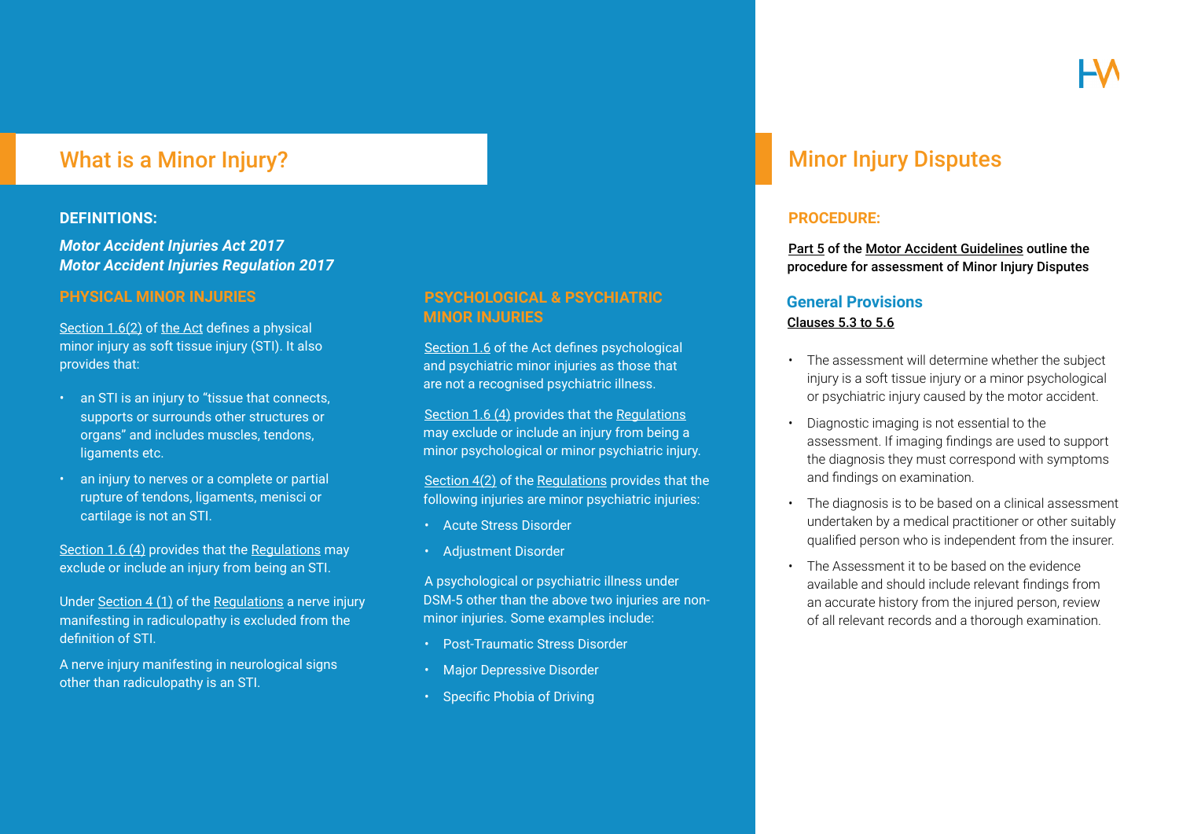## What is a Minor Injury?

**DEFINITIONS:**

***Motor Accident Injuries Act 2017***
***Motor Accident Injuries Regulation 2017***

### PHYSICAL MINOR INJURIES

Section 1.6(2) of the Act defines a physical minor injury as soft tissue injury (STI). It also provides that:

- an STI is an injury to "tissue that connects, supports or surrounds other structures or organs" and includes muscles, tendons, ligaments etc.
- an injury to nerves or a complete or partial rupture of tendons, ligaments, menisci or cartilage is not an STI.

Section 1.6 (4) provides that the Regulations may exclude or include an injury from being an STI.

Under Section 4 (1) of the Regulations a nerve injury manifesting in radiculopathy is excluded from the definition of STI.

A nerve injury manifesting in neurological signs other than radiculopathy is an STI.

### PSYCHOLOGICAL & PSYCHIATRIC MINOR INJURIES

Section 1.6 of the Act defines psychological and psychiatric minor injuries as those that are not a recognised psychiatric illness.

Section 1.6 (4) provides that the Regulations may exclude or include an injury from being a minor psychological or minor psychiatric injury.

Section 4(2) of the Regulations provides that the following injuries are minor psychiatric injuries:

- Acute Stress Disorder
- Adjustment Disorder

A psychological or psychiatric illness under DSM-5 other than the above two injuries are non-minor injuries. Some examples include:

- Post-Traumatic Stress Disorder
- Major Depressive Disorder
- Specific Phobia of Driving

## Minor Injury Disputes

**PROCEDURE:**

**Part 5 of the Motor Accident Guidelines outline the procedure for assessment of Minor Injury Disputes**

### General Provisions

Clauses 5.3 to 5.6

- The assessment will determine whether the subject injury is a soft tissue injury or a minor psychological or psychiatric injury caused by the motor accident.
- Diagnostic imaging is not essential to the assessment. If imaging findings are used to support the diagnosis they must correspond with symptoms and findings on examination.
- The diagnosis is to be based on a clinical assessment undertaken by a medical practitioner or other suitably qualified person who is independent from the insurer.
- The Assessment it to be based on the evidence available and should include relevant findings from an accurate history from the injured person, review of all relevant records and a thorough examination.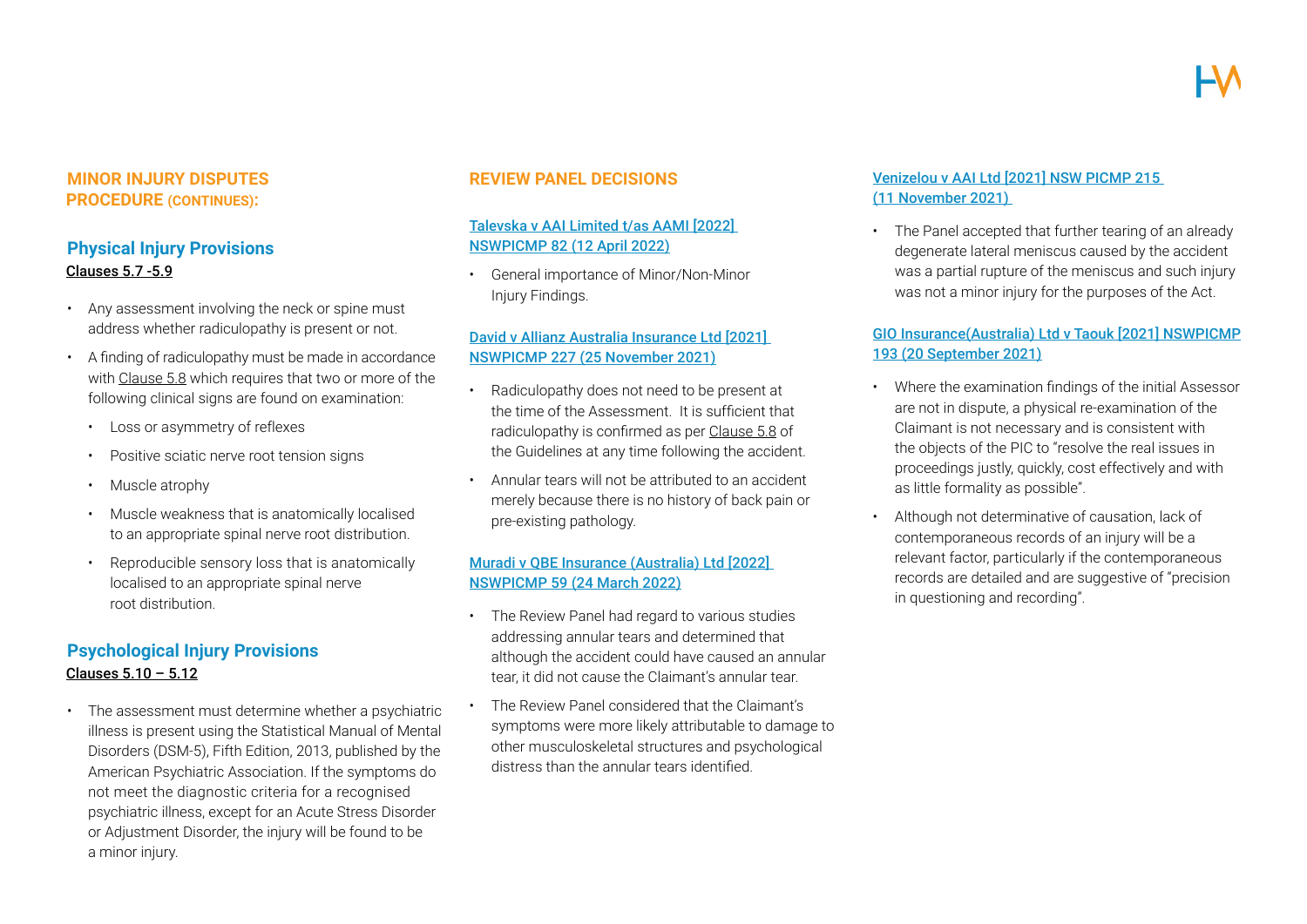## MINOR INJURY DISPUTES PROCEDURE (CONTINUES):

### Physical Injury Provisions

Clauses 5.7 -5.9

- Any assessment involving the neck or spine must address whether radiculopathy is present or not.
- A finding of radiculopathy must be made in accordance with Clause 5.8 which requires that two or more of the following clinical signs are found on examination:
  - Loss or asymmetry of reflexes
  - Positive sciatic nerve root tension signs
  - Muscle atrophy
  - Muscle weakness that is anatomically localised to an appropriate spinal nerve root distribution.
  - Reproducible sensory loss that is anatomically localised to an appropriate spinal nerve root distribution.

### Psychological Injury Provisions

Clauses 5.10 – 5.12

- The assessment must determine whether a psychiatric illness is present using the Statistical Manual of Mental Disorders (DSM-5), Fifth Edition, 2013, published by the American Psychiatric Association. If the symptoms do not meet the diagnostic criteria for a recognised psychiatric illness, except for an Acute Stress Disorder or Adjustment Disorder, the injury will be found to be a minor injury.

## REVIEW PANEL DECISIONS

### Talevska v AAI Limited t/as AAMI [2022] NSWPICMP 82 (12 April 2022)

- General importance of Minor/Non-Minor Injury Findings.

### David v Allianz Australia Insurance Ltd [2021] NSWPICMP 227 (25 November 2021)

- Radiculopathy does not need to be present at the time of the Assessment. It is sufficient that radiculopathy is confirmed as per Clause 5.8 of the Guidelines at any time following the accident.
- Annular tears will not be attributed to an accident merely because there is no history of back pain or pre-existing pathology.

### Muradi v QBE Insurance (Australia) Ltd [2022] NSWPICMP 59 (24 March 2022)

- The Review Panel had regard to various studies addressing annular tears and determined that although the accident could have caused an annular tear, it did not cause the Claimant's annular tear.
- The Review Panel considered that the Claimant's symptoms were more likely attributable to damage to other musculoskeletal structures and psychological distress than the annular tears identified.

### Venizelou v AAI Ltd [2021] NSW PICMP 215 (11 November 2021)

- The Panel accepted that further tearing of an already degenerate lateral meniscus caused by the accident was a partial rupture of the meniscus and such injury was not a minor injury for the purposes of the Act.

### GIO Insurance(Australia) Ltd v Taouk [2021] NSWPICMP 193 (20 September 2021)

- Where the examination findings of the initial Assessor are not in dispute, a physical re-examination of the Claimant is not necessary and is consistent with the objects of the PIC to "resolve the real issues in proceedings justly, quickly, cost effectively and with as little formality as possible".
- Although not determinative of causation, lack of contemporaneous records of an injury will be a relevant factor, particularly if the contemporaneous records are detailed and are suggestive of "precision in questioning and recording".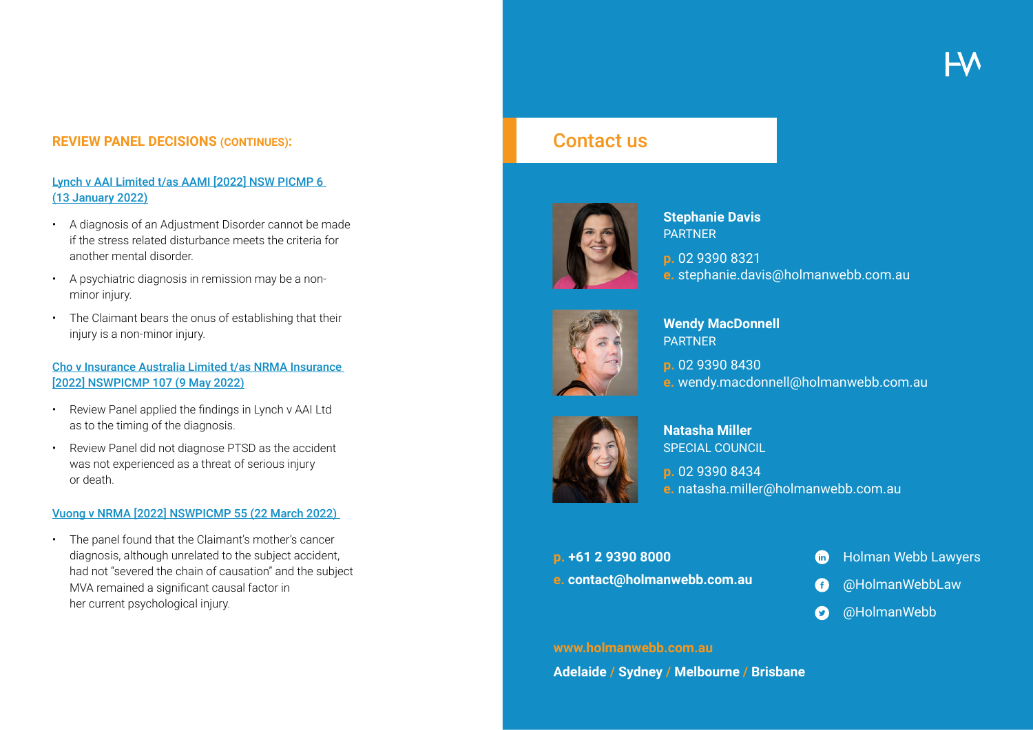## REVIEW PANEL DECISIONS (CONTINUES):

**Lynch v AAI Limited t/as AAMI [2022] NSW PICMP 6 (13 January 2022)**

- A diagnosis of an Adjustment Disorder cannot be made if the stress related disturbance meets the criteria for another mental disorder.
- A psychiatric diagnosis in remission may be a non-minor injury.
- The Claimant bears the onus of establishing that their injury is a non-minor injury.

**Cho v Insurance Australia Limited t/as NRMA Insurance [2022] NSWPICMP 107 (9 May 2022)**

- Review Panel applied the findings in Lynch v AAI Ltd as to the timing of the diagnosis.
- Review Panel did not diagnose PTSD as the accident was not experienced as a threat of serious injury or death.

**Vuong v NRMA [2022] NSWPICMP 55 (22 March 2022)**

- The panel found that the Claimant's mother's cancer diagnosis, although unrelated to the subject accident, had not "severed the chain of causation" and the subject MVA remained a significant causal factor in her current psychological injury.

## Contact us

**Stephanie Davis**
PARTNER
p. 02 9390 8321
e. stephanie.davis@holmanwebb.com.au

**Wendy MacDonnell**
PARTNER
p. 02 9390 8430
e. wendy.macdonnell@holmanwebb.com.au

**Natasha Miller**
SPECIAL COUNCIL
p. 02 9390 8434
e. natasha.miller@holmanwebb.com.au

**p. +61 2 9390 8000**
**e. contact@holmanwebb.com.au**

Holman Webb Lawyers
@HolmanWebbLaw
@HolmanWebb

**www.holmanwebb.com.au**
**Adelaide / Sydney / Melbourne / Brisbane**